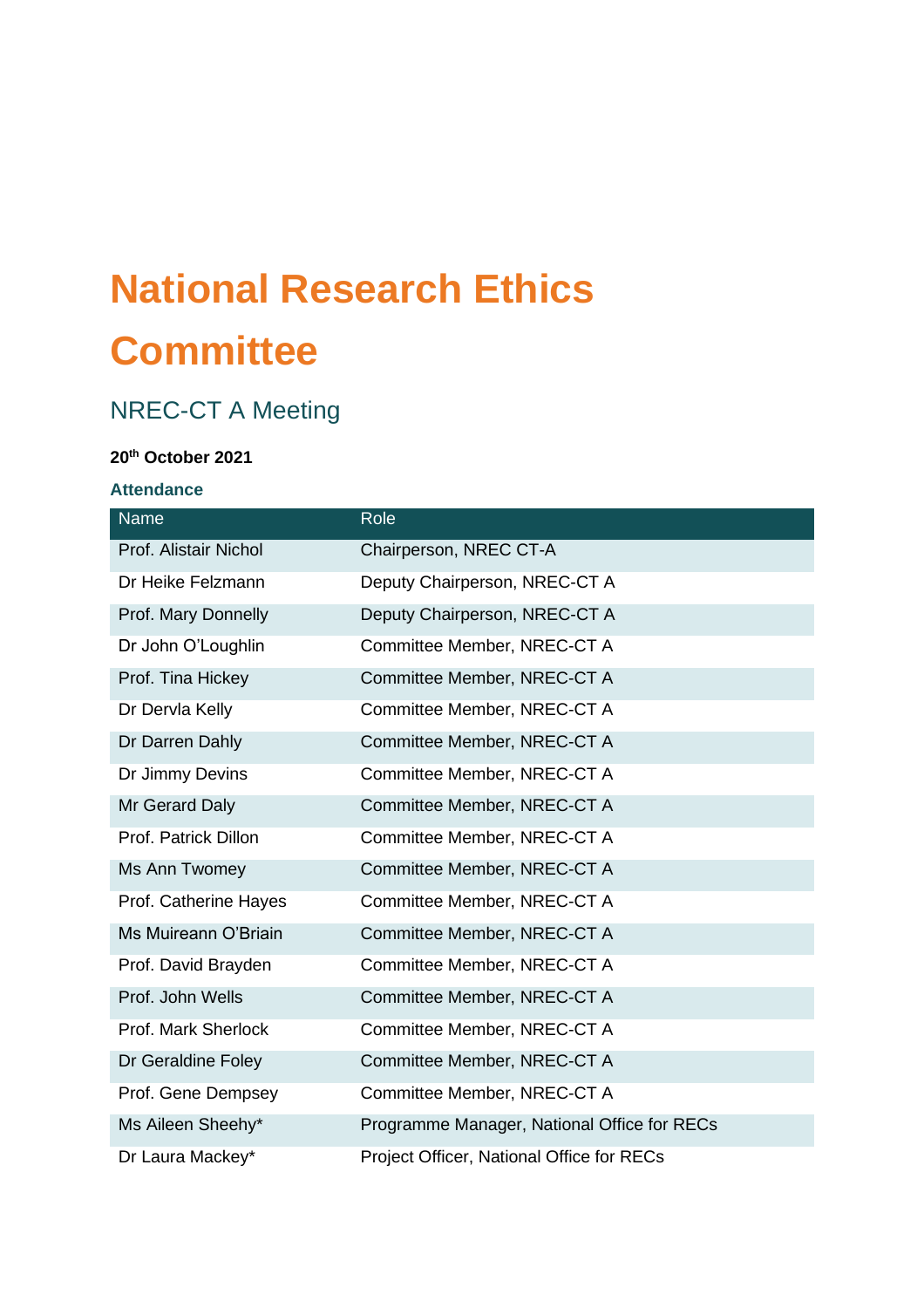# National Research Ethics Committee

## NREC-CT A Meeting

**20th October 2021**

### Attendance

| Name | Role |
|---|---|
| Prof. Alistair Nichol | Chairperson, NREC CT-A |
| Dr Heike Felzmann | Deputy Chairperson, NREC-CT A |
| Prof. Mary Donnelly | Deputy Chairperson, NREC-CT A |
| Dr John O'Loughlin | Committee Member, NREC-CT A |
| Prof. Tina Hickey | Committee Member, NREC-CT A |
| Dr Dervla Kelly | Committee Member, NREC-CT A |
| Dr Darren Dahly | Committee Member, NREC-CT A |
| Dr Jimmy Devins | Committee Member, NREC-CT A |
| Mr Gerard Daly | Committee Member, NREC-CT A |
| Prof. Patrick Dillon | Committee Member, NREC-CT A |
| Ms Ann Twomey | Committee Member, NREC-CT A |
| Prof. Catherine Hayes | Committee Member, NREC-CT A |
| Ms Muireann O'Briain | Committee Member, NREC-CT A |
| Prof. David Brayden | Committee Member, NREC-CT A |
| Prof. John Wells | Committee Member, NREC-CT A |
| Prof. Mark Sherlock | Committee Member, NREC-CT A |
| Dr Geraldine Foley | Committee Member, NREC-CT A |
| Prof. Gene Dempsey | Committee Member, NREC-CT A |
| Ms Aileen Sheehy* | Programme Manager, National Office for RECs |
| Dr Laura Mackey* | Project Officer, National Office for RECs |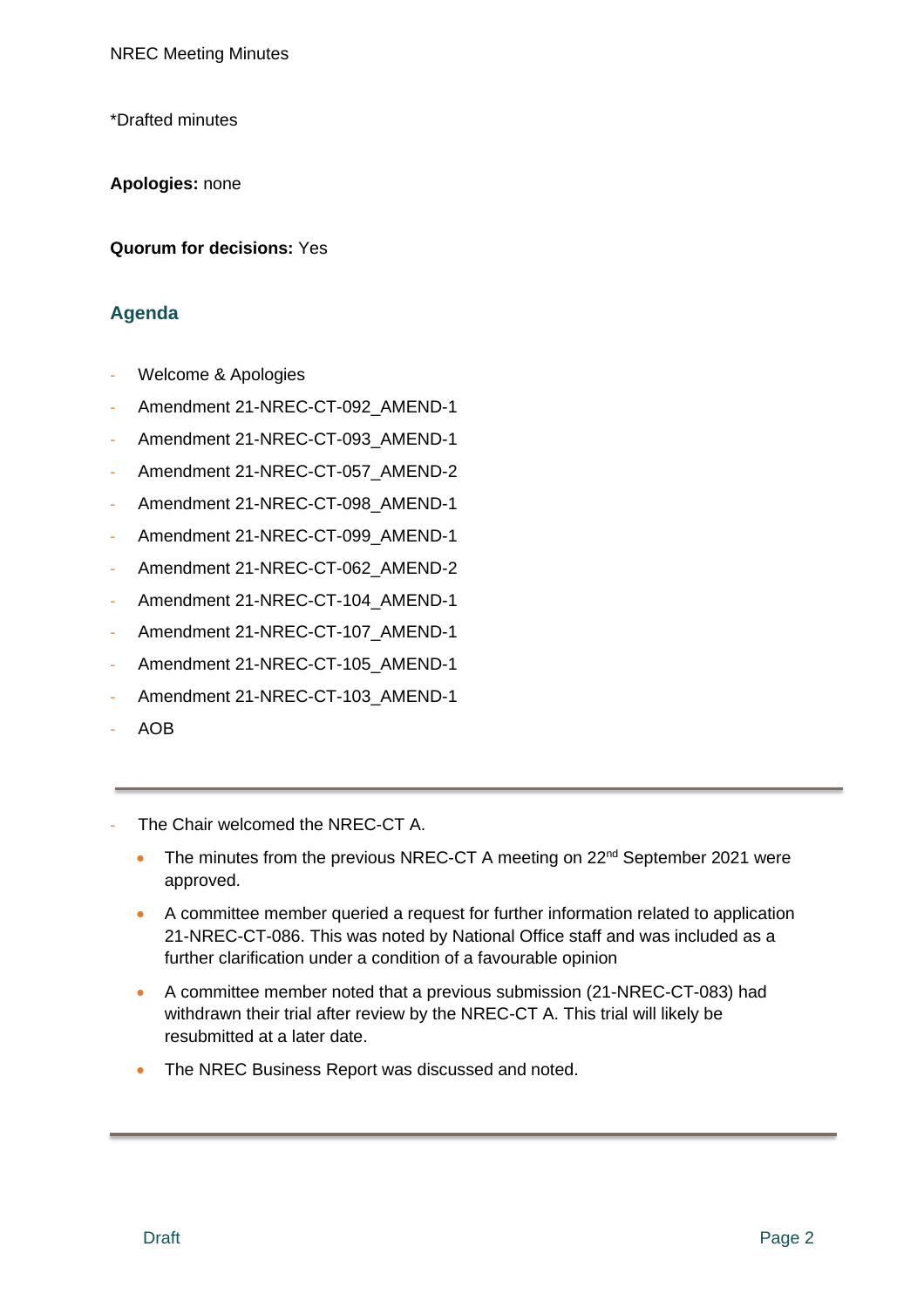NREC Meeting Minutes

*Drafted minutes

**Apologies:** none

**Quorum for decisions:** Yes

## Agenda

- Welcome & Apologies
- Amendment 21-NREC-CT-092_AMEND-1
- Amendment 21-NREC-CT-093_AMEND-1
- Amendment 21-NREC-CT-057_AMEND-2
- Amendment 21-NREC-CT-098_AMEND-1
- Amendment 21-NREC-CT-099_AMEND-1
- Amendment 21-NREC-CT-062_AMEND-2
- Amendment 21-NREC-CT-104_AMEND-1
- Amendment 21-NREC-CT-107_AMEND-1
- Amendment 21-NREC-CT-105_AMEND-1
- Amendment 21-NREC-CT-103_AMEND-1
- AOB

---

- The Chair welcomed the NREC-CT A.
  - The minutes from the previous NREC-CT A meeting on 22nd September 2021 were approved.
  - A committee member queried a request for further information related to application 21-NREC-CT-086. This was noted by National Office staff and was included as a further clarification under a condition of a favourable opinion
  - A committee member noted that a previous submission (21-NREC-CT-083) had withdrawn their trial after review by the NREC-CT A. This trial will likely be resubmitted at a later date.
  - The NREC Business Report was discussed and noted.

---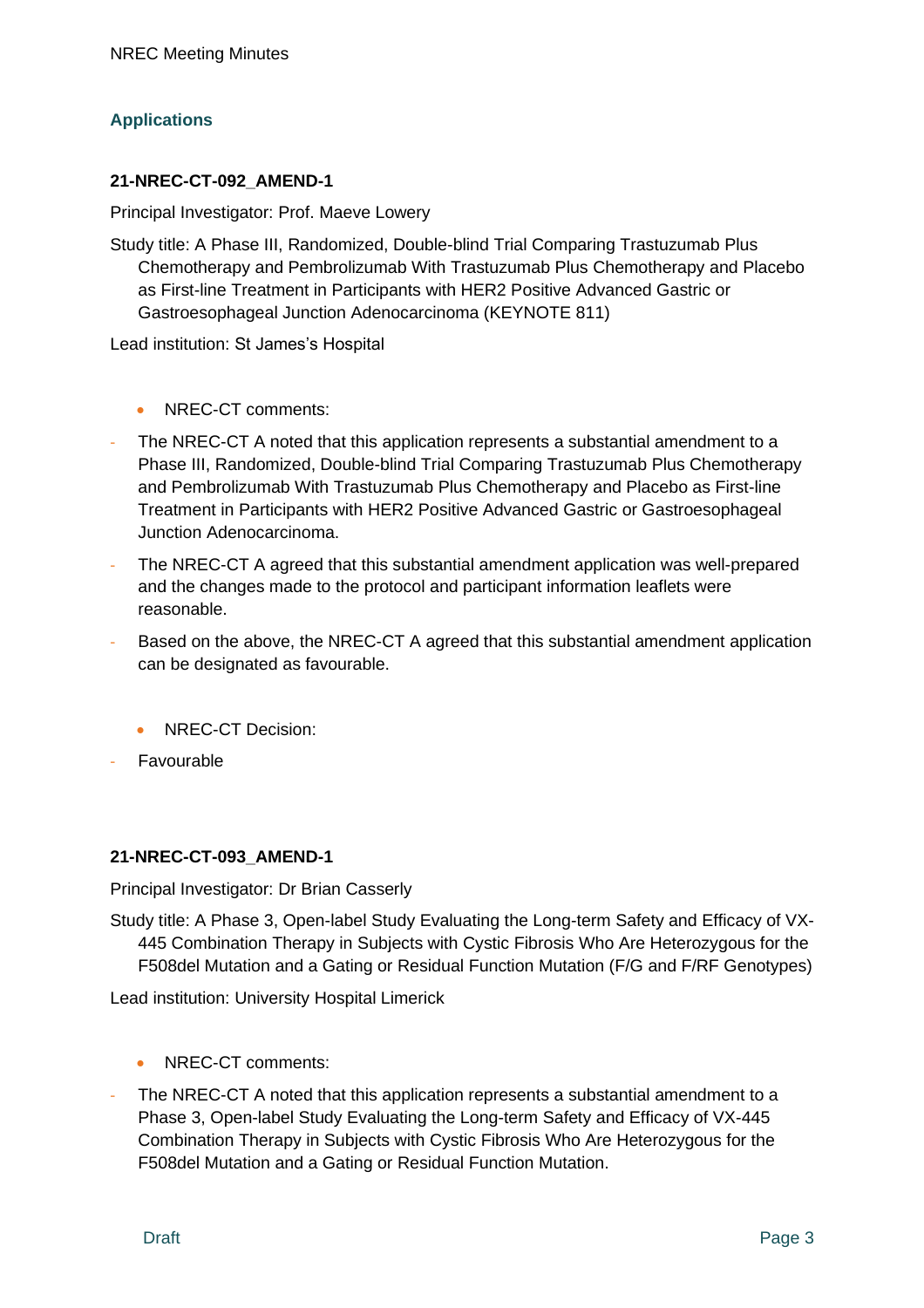## Applications

**21-NREC-CT-092_AMEND-1**

Principal Investigator: Prof. Maeve Lowery

Study title: A Phase III, Randomized, Double-blind Trial Comparing Trastuzumab Plus Chemotherapy and Pembrolizumab With Trastuzumab Plus Chemotherapy and Placebo as First-line Treatment in Participants with HER2 Positive Advanced Gastric or Gastroesophageal Junction Adenocarcinoma (KEYNOTE 811)

Lead institution: St James's Hospital

- NREC-CT comments:

- The NREC-CT A noted that this application represents a substantial amendment to a Phase III, Randomized, Double-blind Trial Comparing Trastuzumab Plus Chemotherapy and Pembrolizumab With Trastuzumab Plus Chemotherapy and Placebo as First-line Treatment in Participants with HER2 Positive Advanced Gastric or Gastroesophageal Junction Adenocarcinoma.
- The NREC-CT A agreed that this substantial amendment application was well-prepared and the changes made to the protocol and participant information leaflets were reasonable.
- Based on the above, the NREC-CT A agreed that this substantial amendment application can be designated as favourable.

- NREC-CT Decision:

- Favourable

**21-NREC-CT-093_AMEND-1**

Principal Investigator: Dr Brian Casserly

Study title: A Phase 3, Open-label Study Evaluating the Long-term Safety and Efficacy of VX-445 Combination Therapy in Subjects with Cystic Fibrosis Who Are Heterozygous for the F508del Mutation and a Gating or Residual Function Mutation (F/G and F/RF Genotypes)

Lead institution: University Hospital Limerick

- NREC-CT comments:

- The NREC-CT A noted that this application represents a substantial amendment to a Phase 3, Open-label Study Evaluating the Long-term Safety and Efficacy of VX-445 Combination Therapy in Subjects with Cystic Fibrosis Who Are Heterozygous for the F508del Mutation and a Gating or Residual Function Mutation.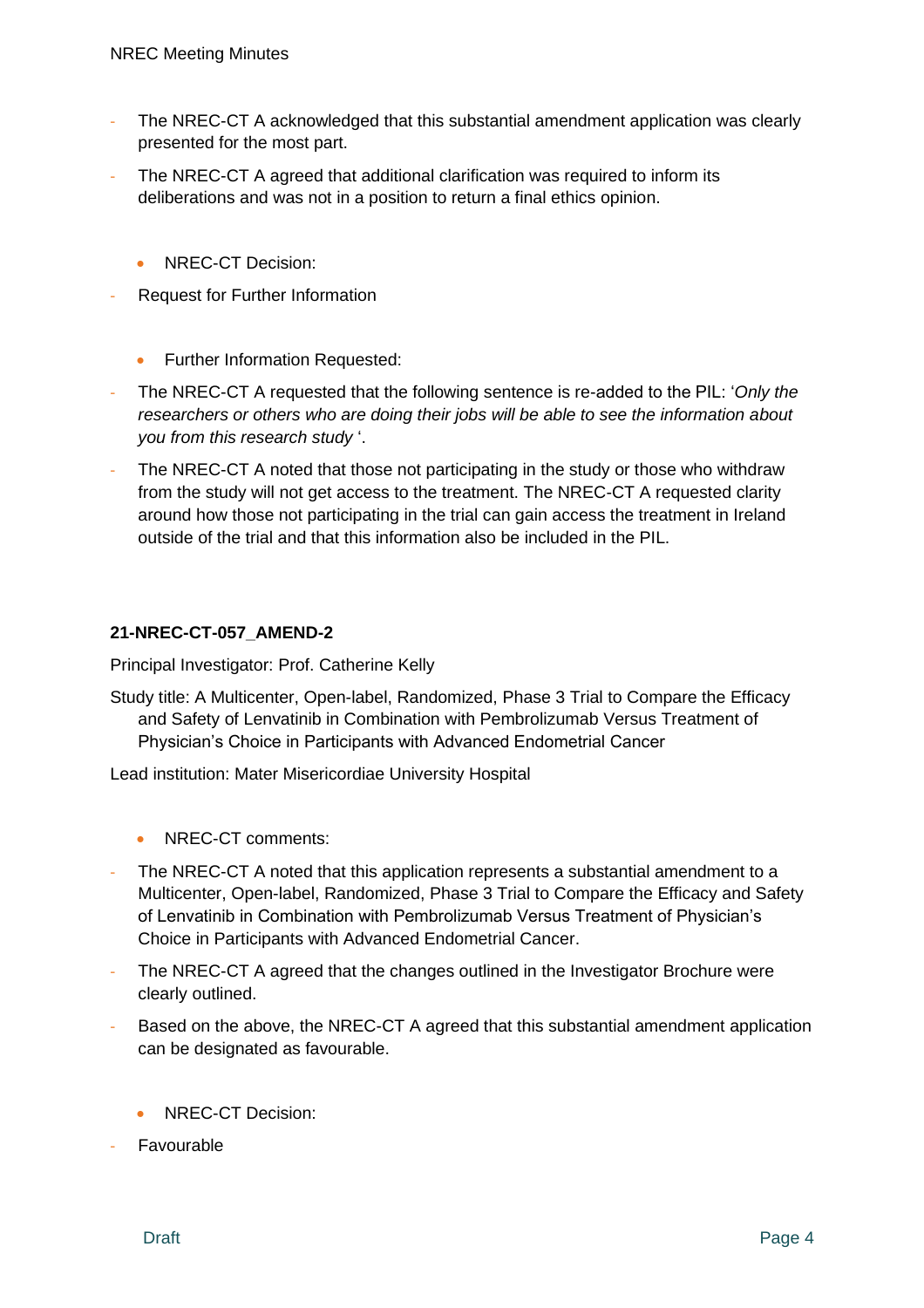- The NREC-CT A acknowledged that this substantial amendment application was clearly presented for the most part.
- The NREC-CT A agreed that additional clarification was required to inform its deliberations and was not in a position to return a final ethics opinion.

- NREC-CT Decision:

- Request for Further Information

- Further Information Requested:

- The NREC-CT A requested that the following sentence is re-added to the PIL: '*Only the researchers or others who are doing their jobs will be able to see the information about you from this research study* '.
- The NREC-CT A noted that those not participating in the study or those who withdraw from the study will not get access to the treatment. The NREC-CT A requested clarity around how those not participating in the trial can gain access the treatment in Ireland outside of the trial and that this information also be included in the PIL.

**21-NREC-CT-057_AMEND-2**

Principal Investigator: Prof. Catherine Kelly

Study title: A Multicenter, Open-label, Randomized, Phase 3 Trial to Compare the Efficacy and Safety of Lenvatinib in Combination with Pembrolizumab Versus Treatment of Physician's Choice in Participants with Advanced Endometrial Cancer

Lead institution: Mater Misericordiae University Hospital

- NREC-CT comments:

- The NREC-CT A noted that this application represents a substantial amendment to a Multicenter, Open-label, Randomized, Phase 3 Trial to Compare the Efficacy and Safety of Lenvatinib in Combination with Pembrolizumab Versus Treatment of Physician's Choice in Participants with Advanced Endometrial Cancer.
- The NREC-CT A agreed that the changes outlined in the Investigator Brochure were clearly outlined.
- Based on the above, the NREC-CT A agreed that this substantial amendment application can be designated as favourable.

- NREC-CT Decision:

- Favourable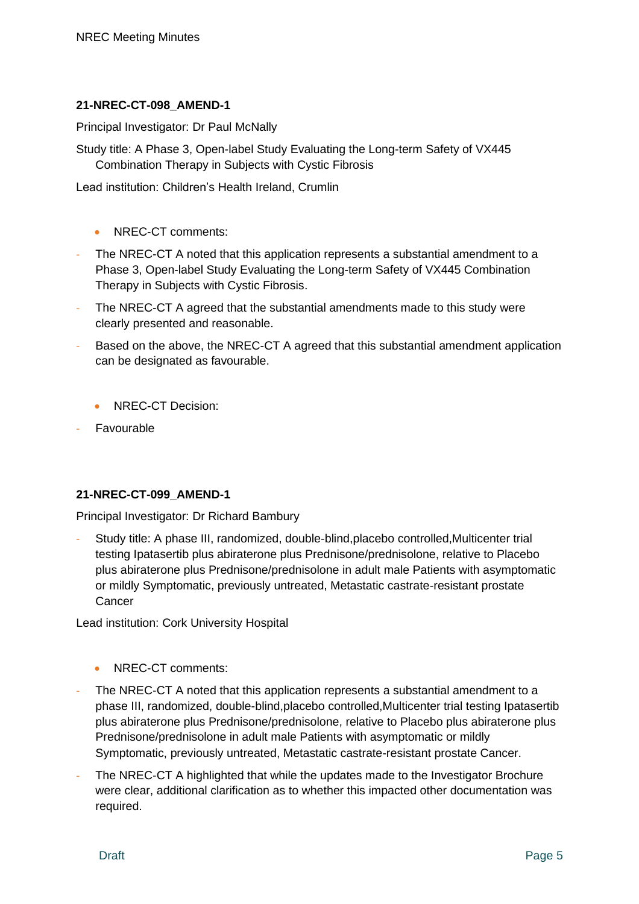**21-NREC-CT-098_AMEND-1**

Principal Investigator: Dr Paul McNally

Study title: A Phase 3, Open-label Study Evaluating the Long-term Safety of VX445 Combination Therapy in Subjects with Cystic Fibrosis

Lead institution: Children's Health Ireland, Crumlin

- NREC-CT comments:

- The NREC-CT A noted that this application represents a substantial amendment to a Phase 3, Open-label Study Evaluating the Long-term Safety of VX445 Combination Therapy in Subjects with Cystic Fibrosis.
- The NREC-CT A agreed that the substantial amendments made to this study were clearly presented and reasonable.
- Based on the above, the NREC-CT A agreed that this substantial amendment application can be designated as favourable.

- NREC-CT Decision:

- Favourable

**21-NREC-CT-099_AMEND-1**

Principal Investigator: Dr Richard Bambury

- Study title: A phase III, randomized, double-blind,placebo controlled,Multicenter trial testing Ipatasertib plus abiraterone plus Prednisone/prednisolone, relative to Placebo plus abiraterone plus Prednisone/prednisolone in adult male Patients with asymptomatic or mildly Symptomatic, previously untreated, Metastatic castrate-resistant prostate Cancer

Lead institution: Cork University Hospital

- NREC-CT comments:

- The NREC-CT A noted that this application represents a substantial amendment to a phase III, randomized, double-blind,placebo controlled,Multicenter trial testing Ipatasertib plus abiraterone plus Prednisone/prednisolone, relative to Placebo plus abiraterone plus Prednisone/prednisolone in adult male Patients with asymptomatic or mildly Symptomatic, previously untreated, Metastatic castrate-resistant prostate Cancer.
- The NREC-CT A highlighted that while the updates made to the Investigator Brochure were clear, additional clarification as to whether this impacted other documentation was required.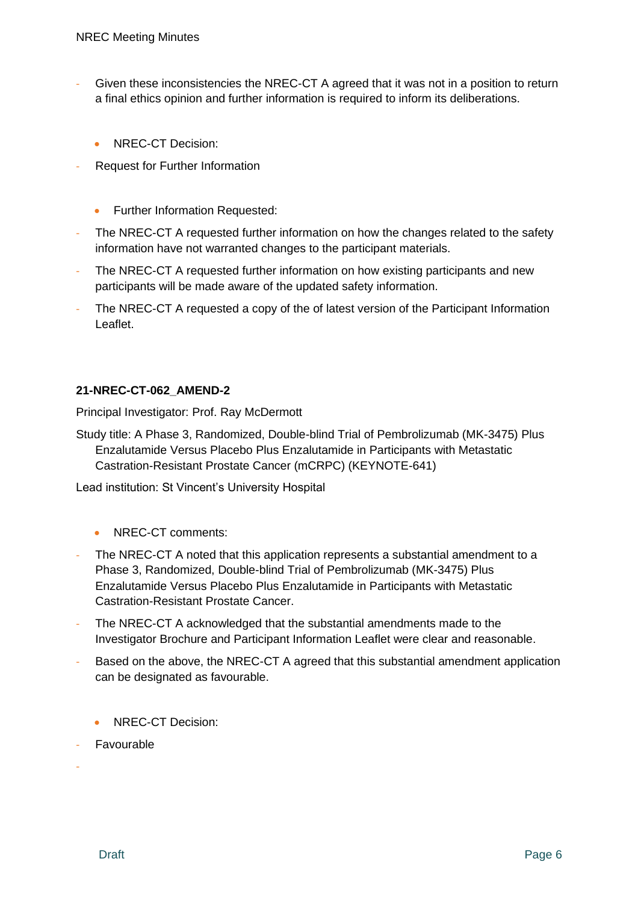- Given these inconsistencies the NREC-CT A agreed that it was not in a position to return a final ethics opinion and further information is required to inform its deliberations.

  - NREC-CT Decision:
- Request for Further Information

  - Further Information Requested:
- The NREC-CT A requested further information on how the changes related to the safety information have not warranted changes to the participant materials.
- The NREC-CT A requested further information on how existing participants and new participants will be made aware of the updated safety information.
- The NREC-CT A requested a copy of the of latest version of the Participant Information Leaflet.

**21-NREC-CT-062_AMEND-2**

Principal Investigator: Prof. Ray McDermott

Study title: A Phase 3, Randomized, Double-blind Trial of Pembrolizumab (MK-3475) Plus Enzalutamide Versus Placebo Plus Enzalutamide in Participants with Metastatic Castration-Resistant Prostate Cancer (mCRPC) (KEYNOTE-641)

Lead institution: St Vincent's University Hospital

  - NREC-CT comments:
- The NREC-CT A noted that this application represents a substantial amendment to a Phase 3, Randomized, Double-blind Trial of Pembrolizumab (MK-3475) Plus Enzalutamide Versus Placebo Plus Enzalutamide in Participants with Metastatic Castration-Resistant Prostate Cancer.
- The NREC-CT A acknowledged that the substantial amendments made to the Investigator Brochure and Participant Information Leaflet were clear and reasonable.
- Based on the above, the NREC-CT A agreed that this substantial amendment application can be designated as favourable.

  - NREC-CT Decision:
- Favourable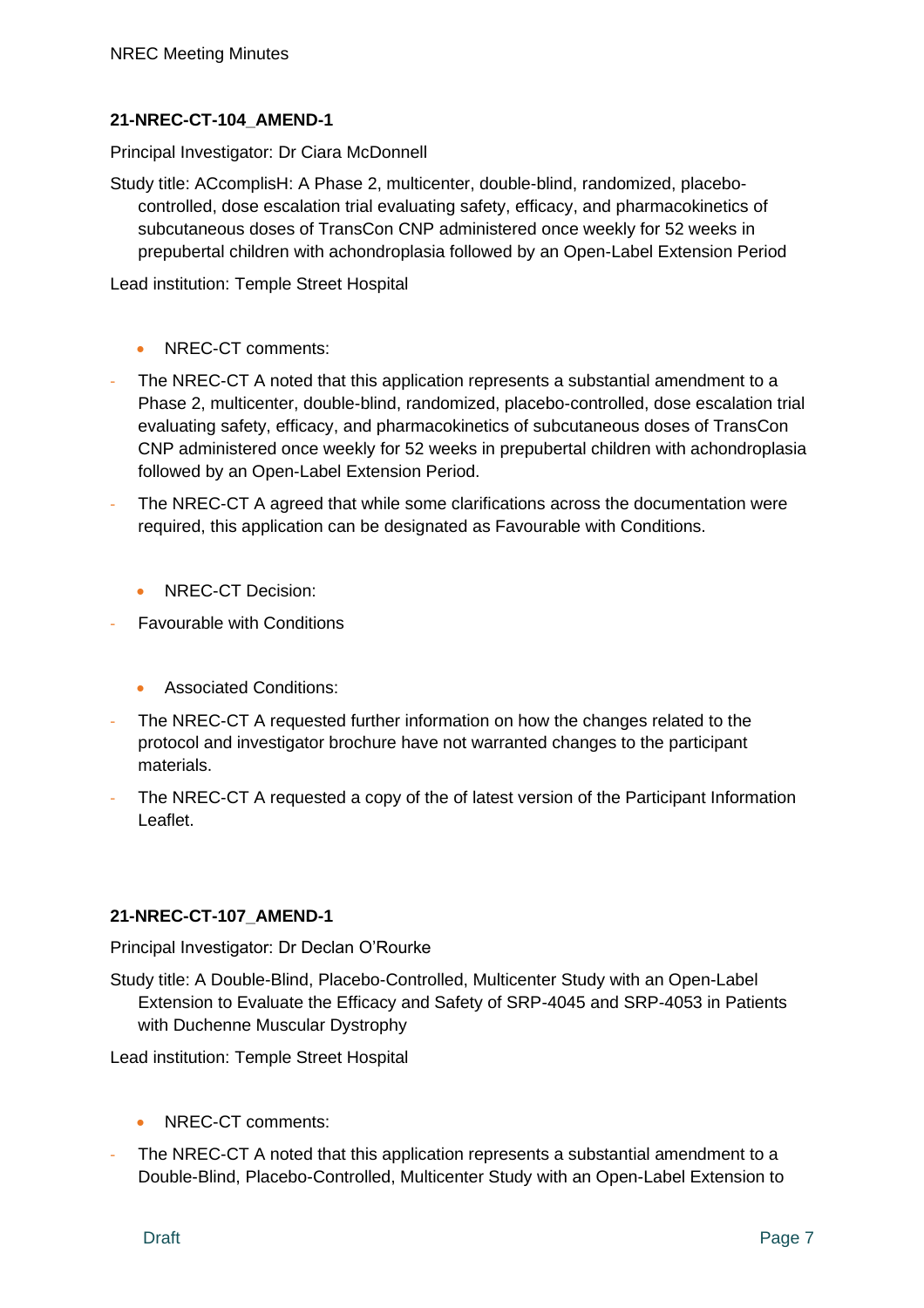### 21-NREC-CT-104_AMEND-1

Principal Investigator: Dr Ciara McDonnell

Study title: ACcomplisH: A Phase 2, multicenter, double-blind, randomized, placebo-controlled, dose escalation trial evaluating safety, efficacy, and pharmacokinetics of subcutaneous doses of TransCon CNP administered once weekly for 52 weeks in prepubertal children with achondroplasia followed by an Open-Label Extension Period

Lead institution: Temple Street Hospital

- NREC-CT comments:

- The NREC-CT A noted that this application represents a substantial amendment to a Phase 2, multicenter, double-blind, randomized, placebo-controlled, dose escalation trial evaluating safety, efficacy, and pharmacokinetics of subcutaneous doses of TransCon CNP administered once weekly for 52 weeks in prepubertal children with achondroplasia followed by an Open-Label Extension Period.
- The NREC-CT A agreed that while some clarifications across the documentation were required, this application can be designated as Favourable with Conditions.

- NREC-CT Decision:

- Favourable with Conditions

- Associated Conditions:

- The NREC-CT A requested further information on how the changes related to the protocol and investigator brochure have not warranted changes to the participant materials.
- The NREC-CT A requested a copy of the of latest version of the Participant Information Leaflet.

### 21-NREC-CT-107_AMEND-1

Principal Investigator: Dr Declan O'Rourke

Study title: A Double-Blind, Placebo-Controlled, Multicenter Study with an Open-Label Extension to Evaluate the Efficacy and Safety of SRP-4045 and SRP-4053 in Patients with Duchenne Muscular Dystrophy

Lead institution: Temple Street Hospital

- NREC-CT comments:

- The NREC-CT A noted that this application represents a substantial amendment to a Double-Blind, Placebo-Controlled, Multicenter Study with an Open-Label Extension to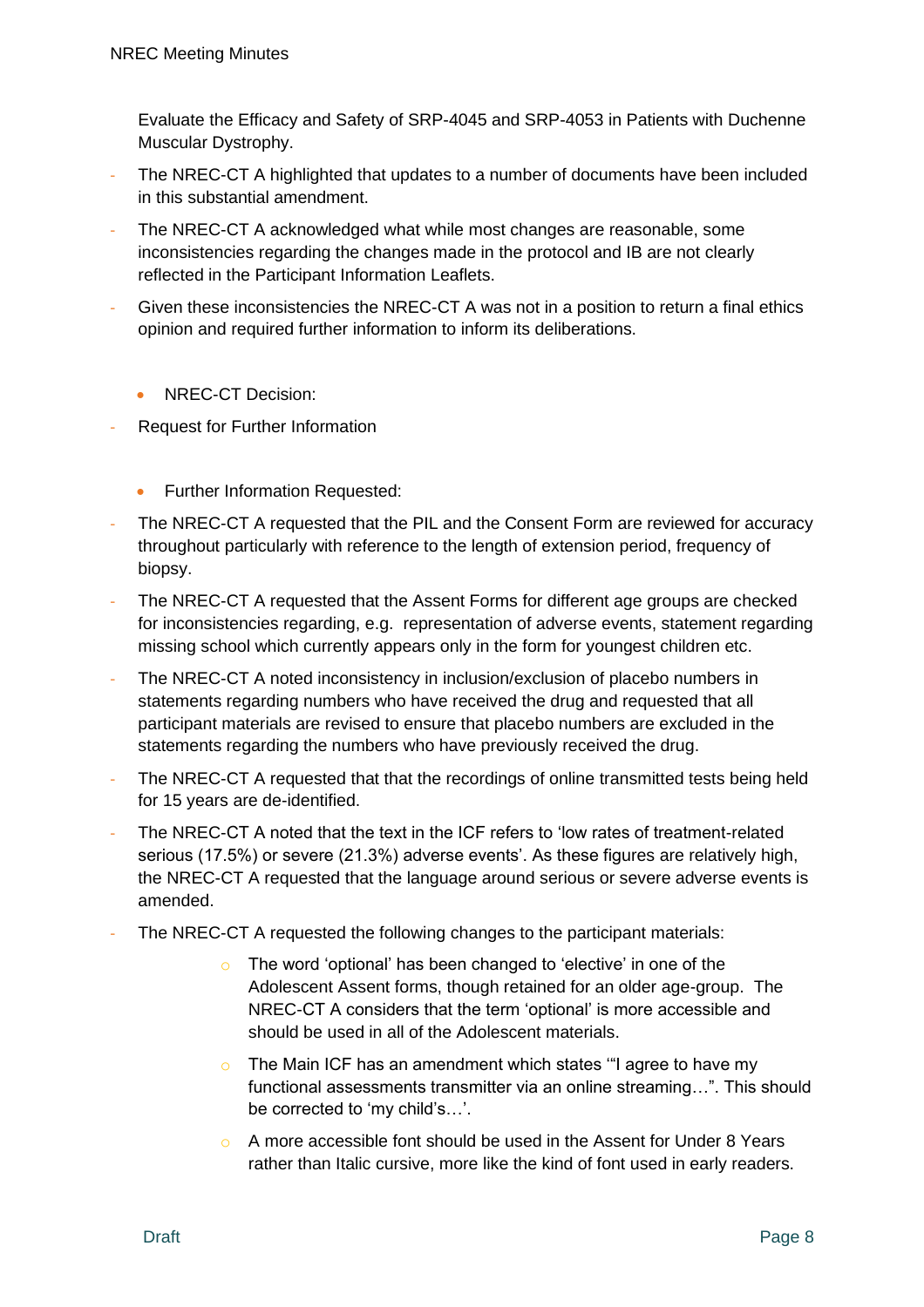Evaluate the Efficacy and Safety of SRP-4045 and SRP-4053 in Patients with Duchenne Muscular Dystrophy.

- The NREC-CT A highlighted that updates to a number of documents have been included in this substantial amendment.
- The NREC-CT A acknowledged what while most changes are reasonable, some inconsistencies regarding the changes made in the protocol and IB are not clearly reflected in the Participant Information Leaflets.
- Given these inconsistencies the NREC-CT A was not in a position to return a final ethics opinion and required further information to inform its deliberations.

- NREC-CT Decision:

- Request for Further Information

- Further Information Requested:

- The NREC-CT A requested that the PIL and the Consent Form are reviewed for accuracy throughout particularly with reference to the length of extension period, frequency of biopsy.
- The NREC-CT A requested that the Assent Forms for different age groups are checked for inconsistencies regarding, e.g. representation of adverse events, statement regarding missing school which currently appears only in the form for youngest children etc.
- The NREC-CT A noted inconsistency in inclusion/exclusion of placebo numbers in statements regarding numbers who have received the drug and requested that all participant materials are revised to ensure that placebo numbers are excluded in the statements regarding the numbers who have previously received the drug.
- The NREC-CT A requested that that the recordings of online transmitted tests being held for 15 years are de-identified.
- The NREC-CT A noted that the text in the ICF refers to 'low rates of treatment-related serious (17.5%) or severe (21.3%) adverse events'. As these figures are relatively high, the NREC-CT A requested that the language around serious or severe adverse events is amended.
- The NREC-CT A requested the following changes to the participant materials:
    - The word 'optional' has been changed to 'elective' in one of the Adolescent Assent forms, though retained for an older age-group. The NREC-CT A considers that the term 'optional' is more accessible and should be used in all of the Adolescent materials.
    - The Main ICF has an amendment which states '"I agree to have my functional assessments transmitter via an online streaming…". This should be corrected to 'my child's…'.
    - A more accessible font should be used in the Assent for Under 8 Years rather than Italic cursive, more like the kind of font used in early readers.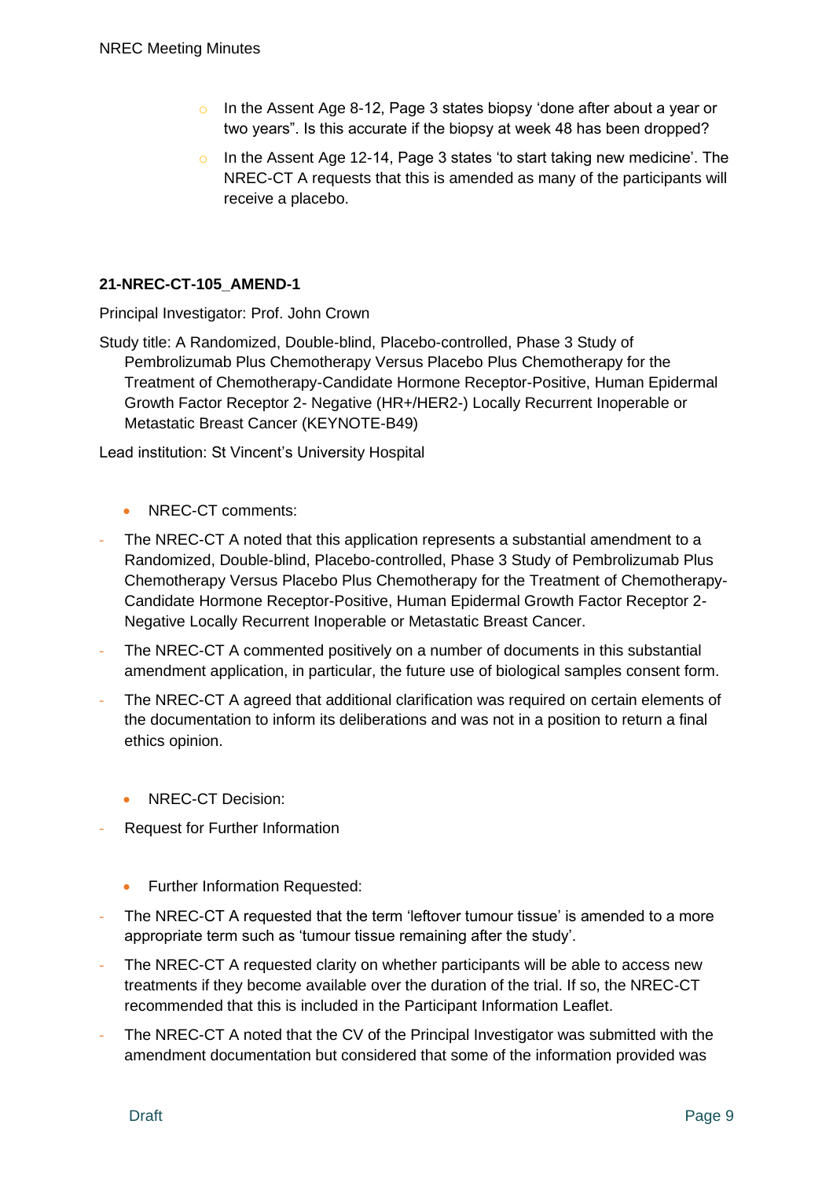- In the Assent Age 8-12, Page 3 states biopsy 'done after about a year or two years". Is this accurate if the biopsy at week 48 has been dropped?
- In the Assent Age 12-14, Page 3 states 'to start taking new medicine'. The NREC-CT A requests that this is amended as many of the participants will receive a placebo.

**21-NREC-CT-105_AMEND-1**

Principal Investigator: Prof. John Crown

Study title: A Randomized, Double-blind, Placebo-controlled, Phase 3 Study of Pembrolizumab Plus Chemotherapy Versus Placebo Plus Chemotherapy for the Treatment of Chemotherapy-Candidate Hormone Receptor-Positive, Human Epidermal Growth Factor Receptor 2- Negative (HR+/HER2-) Locally Recurrent Inoperable or Metastatic Breast Cancer (KEYNOTE-B49)

Lead institution: St Vincent's University Hospital

- NREC-CT comments:

- The NREC-CT A noted that this application represents a substantial amendment to a Randomized, Double-blind, Placebo-controlled, Phase 3 Study of Pembrolizumab Plus Chemotherapy Versus Placebo Plus Chemotherapy for the Treatment of Chemotherapy-Candidate Hormone Receptor-Positive, Human Epidermal Growth Factor Receptor 2-Negative Locally Recurrent Inoperable or Metastatic Breast Cancer.
- The NREC-CT A commented positively on a number of documents in this substantial amendment application, in particular, the future use of biological samples consent form.
- The NREC-CT A agreed that additional clarification was required on certain elements of the documentation to inform its deliberations and was not in a position to return a final ethics opinion.

- NREC-CT Decision:

- Request for Further Information

- Further Information Requested:

- The NREC-CT A requested that the term 'leftover tumour tissue' is amended to a more appropriate term such as 'tumour tissue remaining after the study'.
- The NREC-CT A requested clarity on whether participants will be able to access new treatments if they become available over the duration of the trial. If so, the NREC-CT recommended that this is included in the Participant Information Leaflet.
- The NREC-CT A noted that the CV of the Principal Investigator was submitted with the amendment documentation but considered that some of the information provided was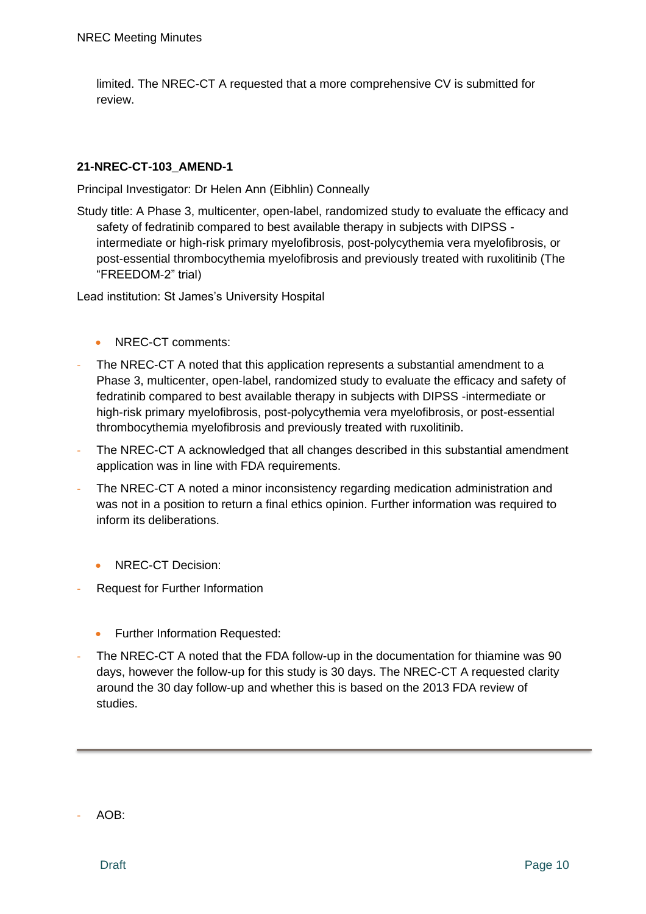limited. The NREC-CT A requested that a more comprehensive CV is submitted for review.

**21-NREC-CT-103_AMEND-1**

Principal Investigator: Dr Helen Ann (Eibhlin) Conneally

Study title: A Phase 3, multicenter, open-label, randomized study to evaluate the efficacy and safety of fedratinib compared to best available therapy in subjects with DIPSS -intermediate or high-risk primary myelofibrosis, post-polycythemia vera myelofibrosis, or post-essential thrombocythemia myelofibrosis and previously treated with ruxolitinib (The "FREEDOM-2" trial)

Lead institution: St James's University Hospital

- NREC-CT comments:

- The NREC-CT A noted that this application represents a substantial amendment to a Phase 3, multicenter, open-label, randomized study to evaluate the efficacy and safety of fedratinib compared to best available therapy in subjects with DIPSS -intermediate or high-risk primary myelofibrosis, post-polycythemia vera myelofibrosis, or post-essential thrombocythemia myelofibrosis and previously treated with ruxolitinib.
- The NREC-CT A acknowledged that all changes described in this substantial amendment application was in line with FDA requirements.
- The NREC-CT A noted a minor inconsistency regarding medication administration and was not in a position to return a final ethics opinion. Further information was required to inform its deliberations.

- NREC-CT Decision:

- Request for Further Information

- Further Information Requested:

- The NREC-CT A noted that the FDA follow-up in the documentation for thiamine was 90 days, however the follow-up for this study is 30 days. The NREC-CT A requested clarity around the 30 day follow-up and whether this is based on the 2013 FDA review of studies.

---

- AOB: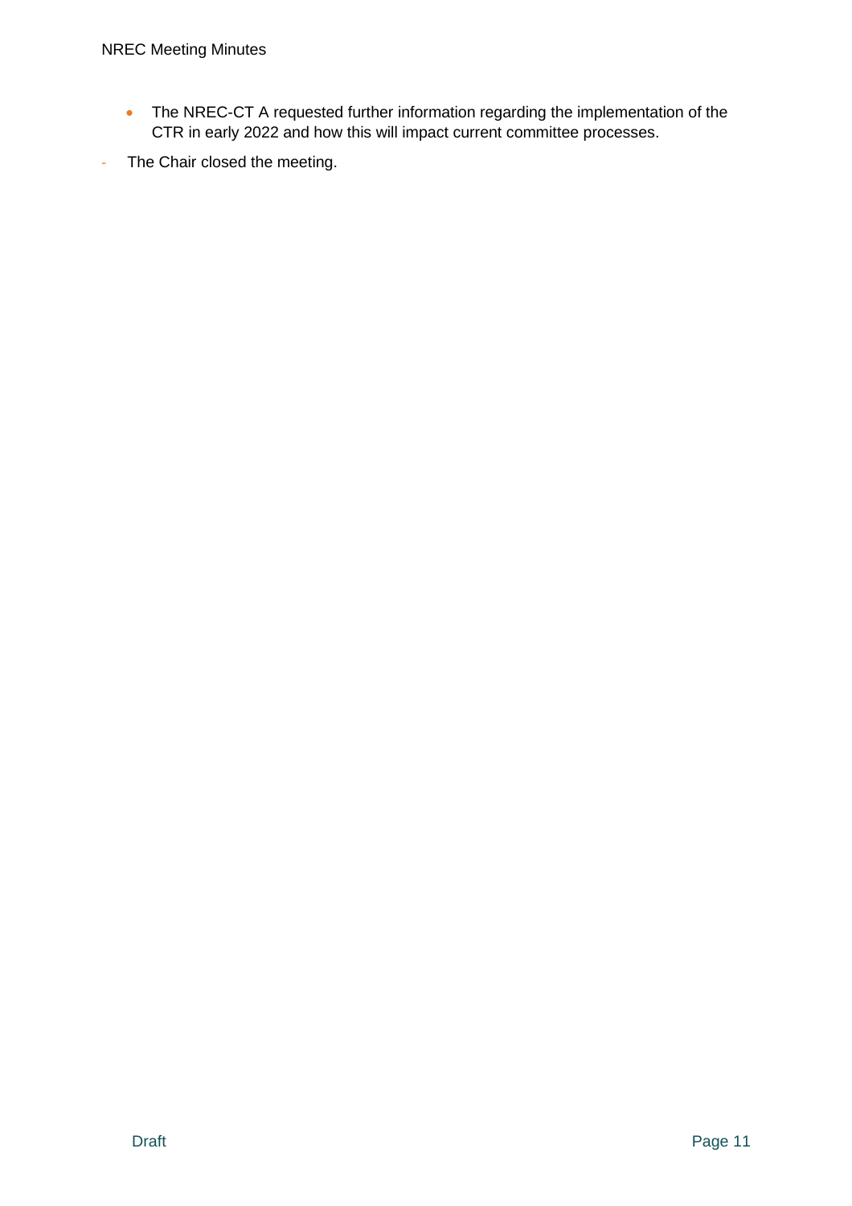- The NREC-CT A requested further information regarding the implementation of the CTR in early 2022 and how this will impact current committee processes.

- The Chair closed the meeting.